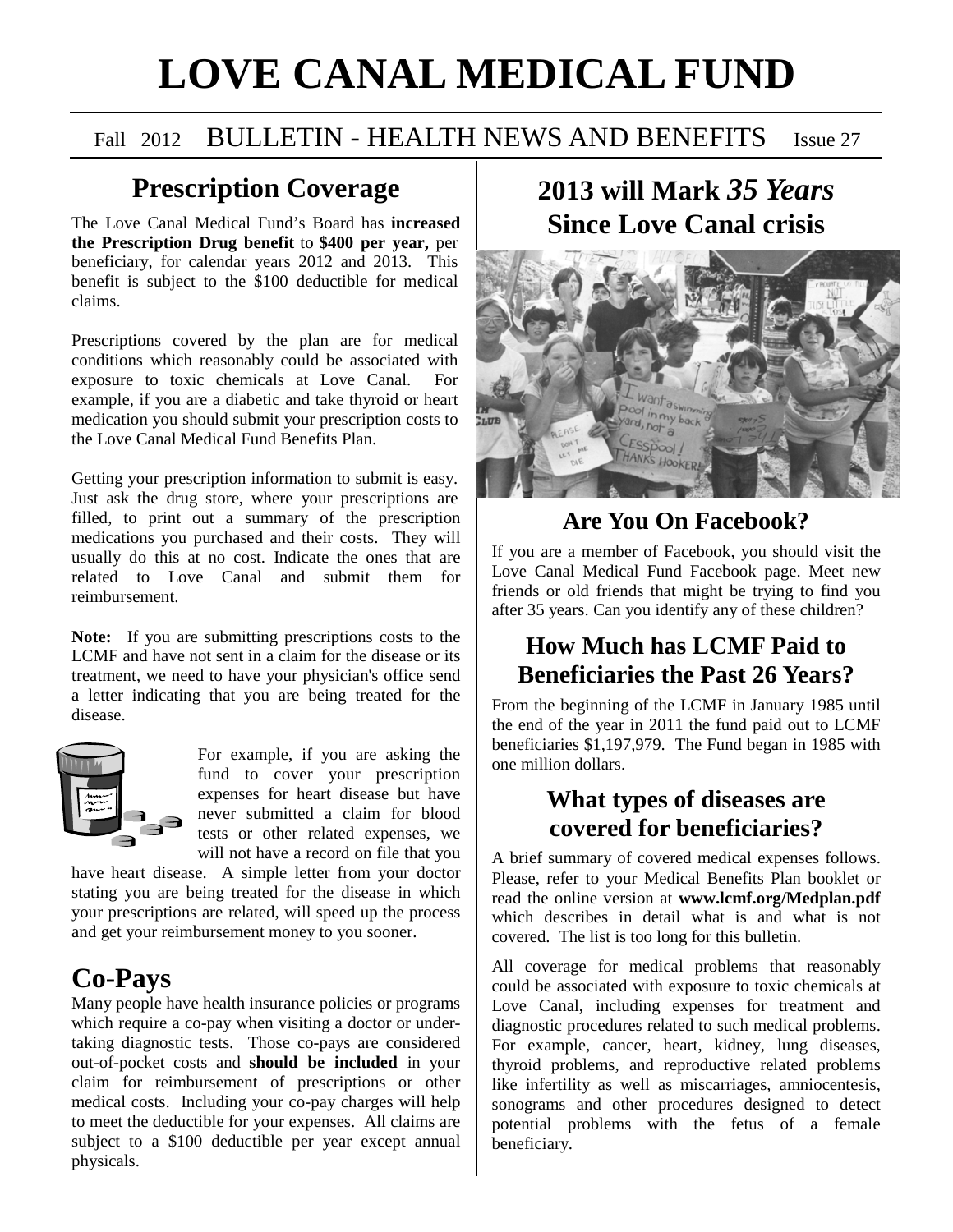# LOVE CANAL MEDICAL FUND

Fall 2012 BULLETIN - HEALTH NEWS AND BENEFITS Issue 27

## Prescription Coverage

The Love Canal Medical Fund's Board has **increased the Prescription Drug benefit** to **$400 per year,** per beneficiary, for calendar years 2012 and 2013. This benefit is subject to the $100 deductible for medical claims.

Prescriptions covered by the plan are for medical conditions which reasonably could be associated with exposure to toxic chemicals at Love Canal. For example, if you are a diabetic and take thyroid or heart medication you should submit your prescription costs to the Love Canal Medical Fund Benefits Plan.

Getting your prescription information to submit is easy. Just ask the drug store, where your prescriptions are filled, to print out a summary of the prescription medications you purchased and their costs. They will usually do this at no cost. Indicate the ones that are related to Love Canal and submit them for reimbursement.

**Note:** If you are submitting prescriptions costs to the LCMF and have not sent in a claim for the disease or its treatment, we need to have your physician's office send a letter indicating that you are being treated for the disease.

For example, if you are asking the fund to cover your prescription expenses for heart disease but have never submitted a claim for blood tests or other related expenses, we will not have a record on file that you have heart disease. A simple letter from your doctor stating you are being treated for the disease in which your prescriptions are related, will speed up the process and get your reimbursement money to you sooner.

## Co-Pays

Many people have health insurance policies or programs which require a co-pay when visiting a doctor or under-taking diagnostic tests. Those co-pays are considered out-of-pocket costs and **should be included** in your claim for reimbursement of prescriptions or other medical costs. Including your co-pay charges will help to meet the deductible for your expenses. All claims are subject to a $100 deductible per year except annual physicals.

## 2013 will Mark *35 Years* Since Love Canal crisis

## Are You On Facebook?

If you are a member of Facebook, you should visit the Love Canal Medical Fund Facebook page. Meet new friends or old friends that might be trying to find you after 35 years. Can you identify any of these children?

## How Much has LCMF Paid to Beneficiaries the Past 26 Years?

From the beginning of the LCMF in January 1985 until the end of the year in 2011 the fund paid out to LCMF beneficiaries $1,197,979. The Fund began in 1985 with one million dollars.

## What types of diseases are covered for beneficiaries?

A brief summary of covered medical expenses follows. Please, refer to your Medical Benefits Plan booklet or read the online version at **www.lcmf.org/Medplan.pdf** which describes in detail what is and what is not covered. The list is too long for this bulletin.

All coverage for medical problems that reasonably could be associated with exposure to toxic chemicals at Love Canal, including expenses for treatment and diagnostic procedures related to such medical problems. For example, cancer, heart, kidney, lung diseases, thyroid problems, and reproductive related problems like infertility as well as miscarriages, amniocentesis, sonograms and other procedures designed to detect potential problems with the fetus of a female beneficiary.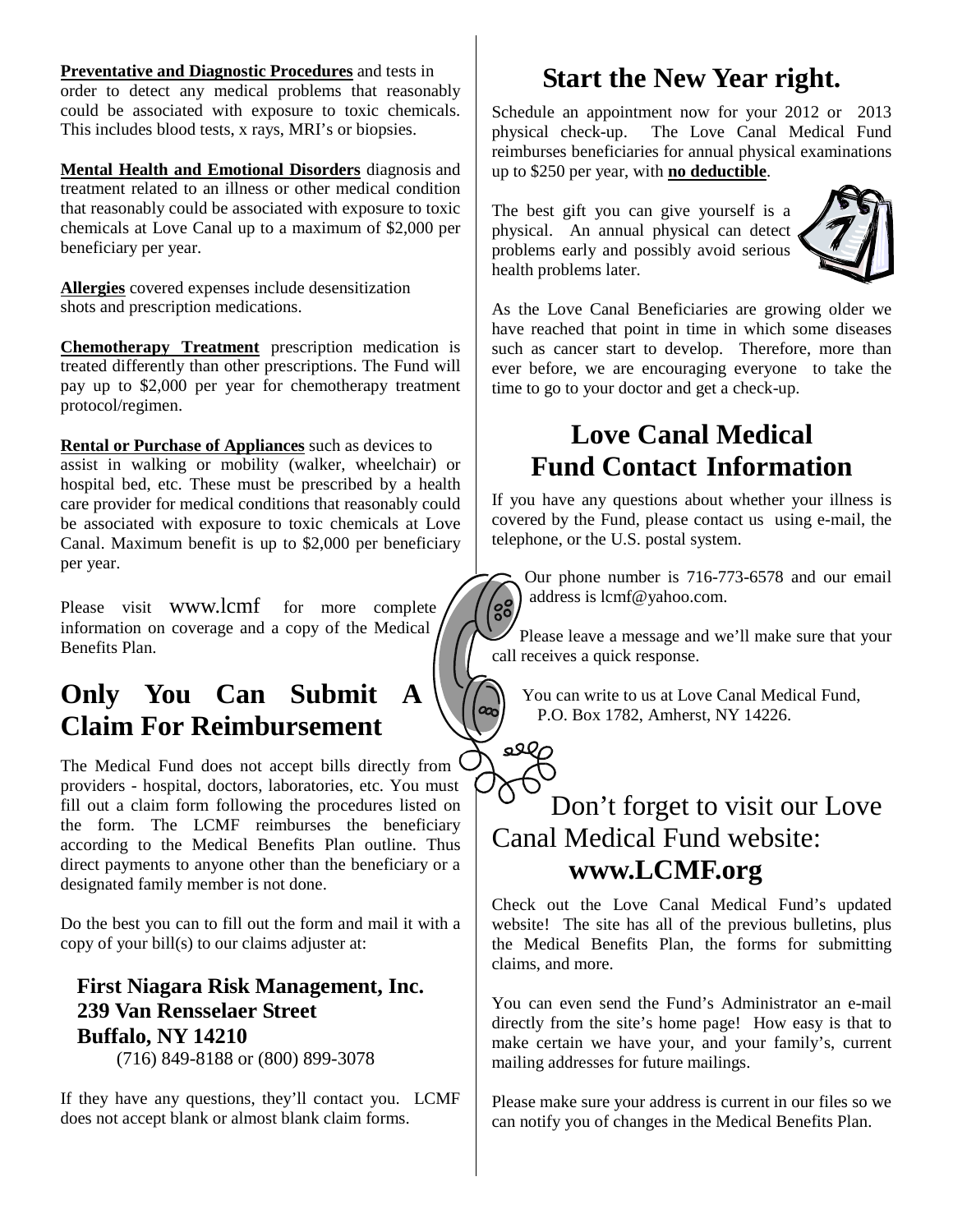**Preventative and Diagnostic Procedures** and tests in order to detect any medical problems that reasonably could be associated with exposure to toxic chemicals. This includes blood tests, x rays, MRI's or biopsies.

**Mental Health and Emotional Disorders** diagnosis and treatment related to an illness or other medical condition that reasonably could be associated with exposure to toxic chemicals at Love Canal up to a maximum of $2,000 per beneficiary per year.

**Allergies** covered expenses include desensitization shots and prescription medications.

**Chemotherapy Treatment** prescription medication is treated differently than other prescriptions. The Fund will pay up to $2,000 per year for chemotherapy treatment protocol/regimen.

**Rental or Purchase of Appliances** such as devices to assist in walking or mobility (walker, wheelchair) or hospital bed, etc. These must be prescribed by a health care provider for medical conditions that reasonably could be associated with exposure to toxic chemicals at Love Canal. Maximum benefit is up to $2,000 per beneficiary per year.

Please visit www.lcmf for more complete information on coverage and a copy of the Medical Benefits Plan.

## Only You Can Submit A Claim For Reimbursement

The Medical Fund does not accept bills directly from providers - hospital, doctors, laboratories, etc. You must fill out a claim form following the procedures listed on the form. The LCMF reimburses the beneficiary according to the Medical Benefits Plan outline. Thus direct payments to anyone other than the beneficiary or a designated family member is not done.

Do the best you can to fill out the form and mail it with a copy of your bill(s) to our claims adjuster at:

**First Niagara Risk Management, Inc.**
**239 Van Rensselaer Street**
**Buffalo, NY 14210**
(716) 849-8188 or (800) 899-3078

If they have any questions, they'll contact you. LCMF does not accept blank or almost blank claim forms.

## Start the New Year right.

Schedule an appointment now for your 2012 or 2013 physical check-up. The Love Canal Medical Fund reimburses beneficiaries for annual physical examinations up to $250 per year, with **no deductible**.

The best gift you can give yourself is a physical. An annual physical can detect problems early and possibly avoid serious health problems later.

As the Love Canal Beneficiaries are growing older we have reached that point in time in which some diseases such as cancer start to develop. Therefore, more than ever before, we are encouraging everyone to take the time to go to your doctor and get a check-up.

## Love Canal Medical Fund Contact Information

If you have any questions about whether your illness is covered by the Fund, please contact us using e-mail, the telephone, or the U.S. postal system.

Our phone number is 716-773-6578 and our email address is lcmf@yahoo.com.

Please leave a message and we'll make sure that your call receives a quick response.

You can write to us at Love Canal Medical Fund, P.O. Box 1782, Amherst, NY 14226.

## Don't forget to visit our Love Canal Medical Fund website: **www.LCMF.org**

Check out the Love Canal Medical Fund's updated website! The site has all of the previous bulletins, plus the Medical Benefits Plan, the forms for submitting claims, and more.

You can even send the Fund's Administrator an e-mail directly from the site's home page! How easy is that to make certain we have your, and your family's, current mailing addresses for future mailings.

Please make sure your address is current in our files so we can notify you of changes in the Medical Benefits Plan.